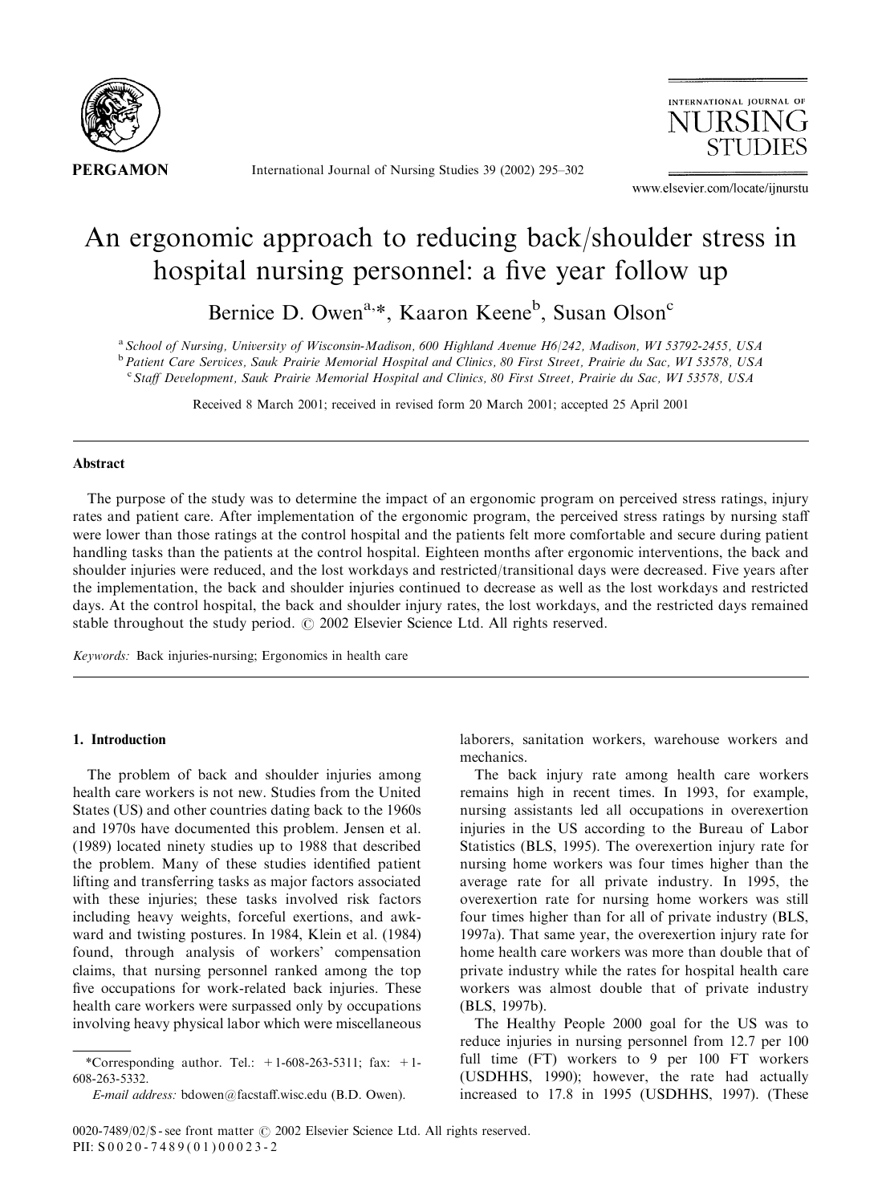# An ergonomic approach to reducing back/shoulder stress in hospital nursing personnel: a five year follow up

Bernice D. Owen[a,*], Kaaron Keene[b], Susan Olson[c]

[a] *School of Nursing, University of Wisconsin-Madison, 600 Highland Avenue H6/242, Madison, WI 53792-2455, USA*
[b] *Patient Care Services, Sauk Prairie Memorial Hospital and Clinics, 80 First Street, Prairie du Sac, WI 53578, USA*
[c] *Staff Development, Sauk Prairie Memorial Hospital and Clinics, 80 First Street, Prairie du Sac, WI 53578, USA*

Received 8 March 2001; received in revised form 20 March 2001; accepted 25 April 2001

## Abstract

The purpose of the study was to determine the impact of an ergonomic program on perceived stress ratings, injury rates and patient care. After implementation of the ergonomic program, the perceived stress ratings by nursing staff were lower than those ratings at the control hospital and the patients felt more comfortable and secure during patient handling tasks than the patients at the control hospital. Eighteen months after ergonomic interventions, the back and shoulder injuries were reduced, and the lost workdays and restricted/transitional days were decreased. Five years after the implementation, the back and shoulder injuries continued to decrease as well as the lost workdays and restricted days. At the control hospital, the back and shoulder injury rates, the lost workdays, and the restricted days remained stable throughout the study period. © 2002 Elsevier Science Ltd. All rights reserved.

*Keywords:* Back injuries-nursing; Ergonomics in health care

## 1. Introduction

The problem of back and shoulder injuries among health care workers is not new. Studies from the United States (US) and other countries dating back to the 1960s and 1970s have documented this problem. Jensen et al. (1989) located ninety studies up to 1988 that described the problem. Many of these studies identified patient lifting and transferring tasks as major factors associated with these injuries; these tasks involved risk factors including heavy weights, forceful exertions, and awkward and twisting postures. In 1984, Klein et al. (1984) found, through analysis of workers' compensation claims, that nursing personnel ranked among the top five occupations for work-related back injuries. These health care workers were surpassed only by occupations involving heavy physical labor which were miscellaneous laborers, sanitation workers, warehouse workers and mechanics.

The back injury rate among health care workers remains high in recent times. In 1993, for example, nursing assistants led all occupations in overexertion injuries in the US according to the Bureau of Labor Statistics (BLS, 1995). The overexertion injury rate for nursing home workers was four times higher than the average rate for all private industry. In 1995, the overexertion rate for nursing home workers was still four times higher than for all of private industry (BLS, 1997a). That same year, the overexertion injury rate for home health care workers was more than double that of private industry while the rates for hospital health care workers was almost double that of private industry (BLS, 1997b).

The Healthy People 2000 goal for the US was to reduce injuries in nursing personnel from 12.7 per 100 full time (FT) workers to 9 per 100 FT workers (USDHHS, 1990); however, the rate had actually increased to 17.8 in 1995 (USDHHS, 1997). (These

*Corresponding author. Tel.: +1-608-263-5311; fax: +1-608-263-5332.
*E-mail address:* bdowen@facstaff.wisc.edu (B.D. Owen).

0020-7489/02/$ - see front matter © 2002 Elsevier Science Ltd. All rights reserved.
PII: S0020-7489(01)00023-2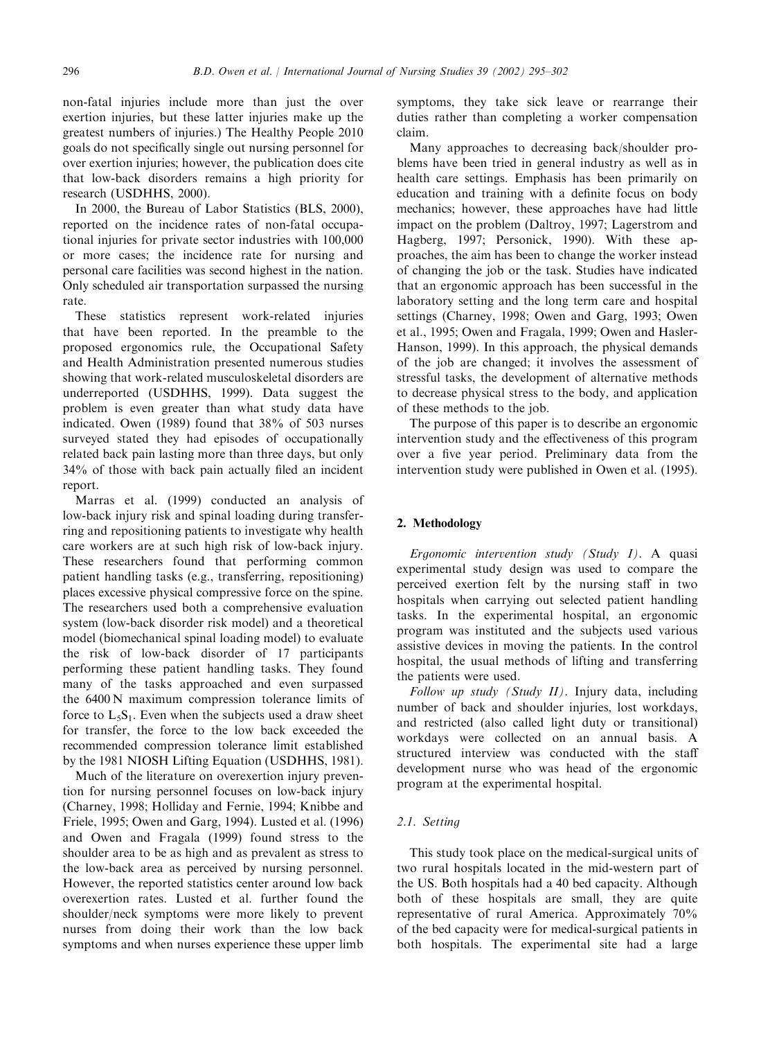non-fatal injuries include more than just the over exertion injuries, but these latter injuries make up the greatest numbers of injuries.) The Healthy People 2010 goals do not specifically single out nursing personnel for over exertion injuries; however, the publication does cite that low-back disorders remains a high priority for research (USDHHS, 2000).

In 2000, the Bureau of Labor Statistics (BLS, 2000), reported on the incidence rates of non-fatal occupational injuries for private sector industries with 100,000 or more cases; the incidence rate for nursing and personal care facilities was second highest in the nation. Only scheduled air transportation surpassed the nursing rate.

These statistics represent work-related injuries that have been reported. In the preamble to the proposed ergonomics rule, the Occupational Safety and Health Administration presented numerous studies showing that work-related musculoskeletal disorders are underreported (USDHHS, 1999). Data suggest the problem is even greater than what study data have indicated. Owen (1989) found that 38% of 503 nurses surveyed stated they had episodes of occupationally related back pain lasting more than three days, but only 34% of those with back pain actually filed an incident report.

Marras et al. (1999) conducted an analysis of low-back injury risk and spinal loading during transferring and repositioning patients to investigate why health care workers are at such high risk of low-back injury. These researchers found that performing common patient handling tasks (e.g., transferring, repositioning) places excessive physical compressive force on the spine. The researchers used both a comprehensive evaluation system (low-back disorder risk model) and a theoretical model (biomechanical spinal loading model) to evaluate the risk of low-back disorder of 17 participants performing these patient handling tasks. They found many of the tasks approached and even surpassed the 6400 N maximum compression tolerance limits of force to $L_5S_1$. Even when the subjects used a draw sheet for transfer, the force to the low back exceeded the recommended compression tolerance limit established by the 1981 NIOSH Lifting Equation (USDHHS, 1981).

Much of the literature on overexertion injury prevention for nursing personnel focuses on low-back injury (Charney, 1998; Holliday and Fernie, 1994; Knibbe and Friele, 1995; Owen and Garg, 1994). Lusted et al. (1996) and Owen and Fragala (1999) found stress to the shoulder area to be as high and as prevalent as stress to the low-back area as perceived by nursing personnel. However, the reported statistics center around low back overexertion rates. Lusted et al. further found the shoulder/neck symptoms were more likely to prevent nurses from doing their work than the low back symptoms and when nurses experience these upper limb symptoms, they take sick leave or rearrange their duties rather than completing a worker compensation claim.

Many approaches to decreasing back/shoulder problems have been tried in general industry as well as in health care settings. Emphasis has been primarily on education and training with a definite focus on body mechanics; however, these approaches have had little impact on the problem (Daltroy, 1997; Lagerstrom and Hagberg, 1997; Personick, 1990). With these approaches, the aim has been to change the worker instead of changing the job or the task. Studies have indicated that an ergonomic approach has been successful in the laboratory setting and the long term care and hospital settings (Charney, 1998; Owen and Garg, 1993; Owen et al., 1995; Owen and Fragala, 1999; Owen and Hasler-Hanson, 1999). In this approach, the physical demands of the job are changed; it involves the assessment of stressful tasks, the development of alternative methods to decrease physical stress to the body, and application of these methods to the job.

The purpose of this paper is to describe an ergonomic intervention study and the effectiveness of this program over a five year period. Preliminary data from the intervention study were published in Owen et al. (1995).

## 2. Methodology

*Ergonomic intervention study (Study I)*. A quasi experimental study design was used to compare the perceived exertion felt by the nursing staff in two hospitals when carrying out selected patient handling tasks. In the experimental hospital, an ergonomic program was instituted and the subjects used various assistive devices in moving the patients. In the control hospital, the usual methods of lifting and transferring the patients were used.

*Follow up study (Study II)*. Injury data, including number of back and shoulder injuries, lost workdays, and restricted (also called light duty or transitional) workdays were collected on an annual basis. A structured interview was conducted with the staff development nurse who was head of the ergonomic program at the experimental hospital.

### 2.1. Setting

This study took place on the medical-surgical units of two rural hospitals located in the mid-western part of the US. Both hospitals had a 40 bed capacity. Although both of these hospitals are small, they are quite representative of rural America. Approximately 70% of the bed capacity were for medical-surgical patients in both hospitals. The experimental site had a large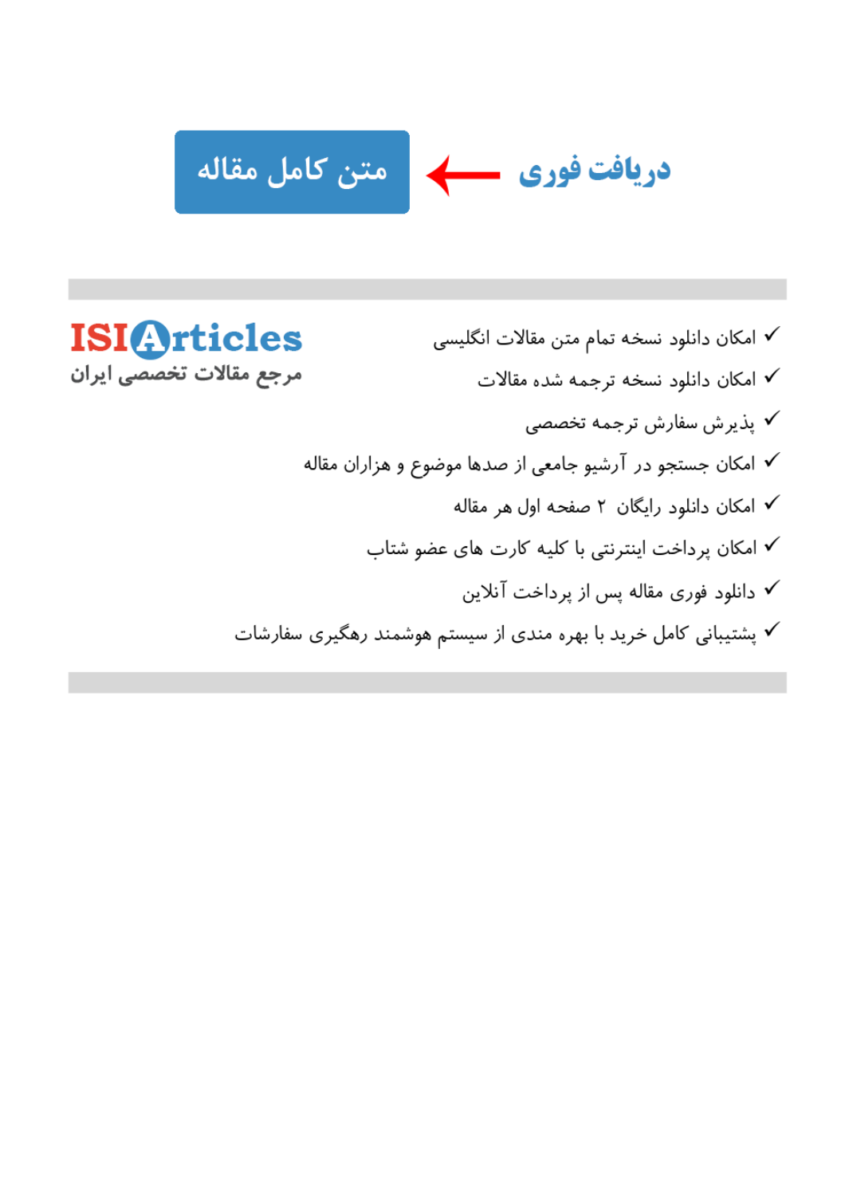دریافت فوری ← **متن کامل مقاله**

**ISIArticles**
مرجع مقالات تخصصی ایران

- ✓ امکان دانلود نسخه تمام متن مقالات انگلیسی
- ✓ امکان دانلود نسخه ترجمه شده مقالات
- ✓ پذیرش سفارش ترجمه تخصصی
- ✓ امکان جستجو در آرشیو جامعی از صدها موضوع و هزاران مقاله
- ✓ امکان دانلود رایگان ۲ صفحه اول هر مقاله
- ✓ امکان پرداخت اینترنتی با کلیه کارت های عضو شتاب
- ✓ دانلود فوری مقاله پس از پرداخت آنلاین
- ✓ پشتیبانی کامل خرید با بهره مندی از سیستم هوشمند رهگیری سفارشات